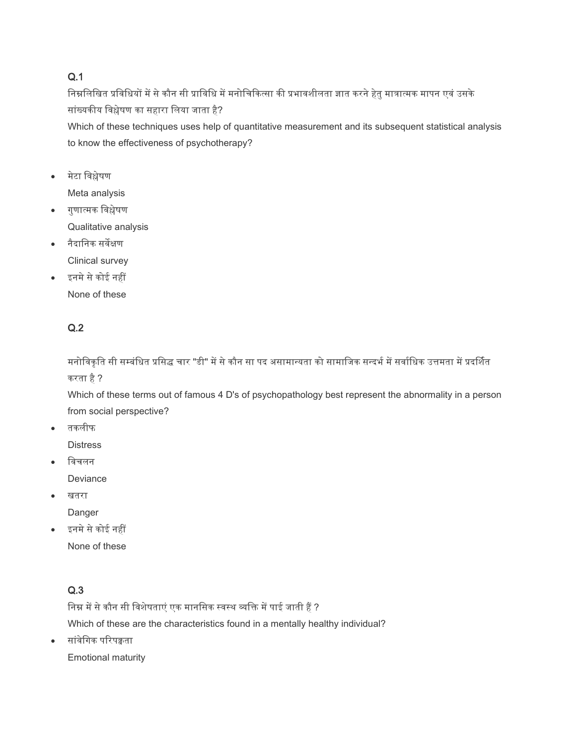## Q.1

निम्नलिखित प्रविधियों में से कौन सी प्राविधि में मनोचिकित्सा की प्रभावशीलता ज्ञात करने हेतु मात्रात्मक मापन एवं उसके सांख्यकीय विश्लेषण का सहारा लिया जाता है?

Which of these techniques uses help of quantitative measurement and its subsequent statistical analysis to know the effectiveness of psychotherapy?

- मेटा विश्लेषण
  Meta analysis
- गुणात्मक विश्लेषण
  Qualitative analysis
- नैदानिक सर्वेक्षण
  Clinical survey
- इनमे से कोई नहीं
  None of these

## Q.2

मनोविकृति सी सम्बंधित प्रसिद्ध चार "डी" में से कौन सा पद असामान्यता को सामाजिक सन्दर्भ में सर्वाधिक उत्तमता में प्रदर्शित करता है ?

Which of these terms out of famous 4 D's of psychopathology best represent the abnormality in a person from social perspective?

- तकलीफ
  Distress
- विचलन
  Deviance
- खतरा
  Danger
- इनमे से कोई नहीं
  None of these

## Q.3

निम्न में से कौन सी विशेषताएं एक मानसिक स्वस्थ व्यक्ति में पाई जाती हैं ?

Which of these are the characteristics found in a mentally healthy individual?

- सांवेगिक परिपक्वता
  Emotional maturity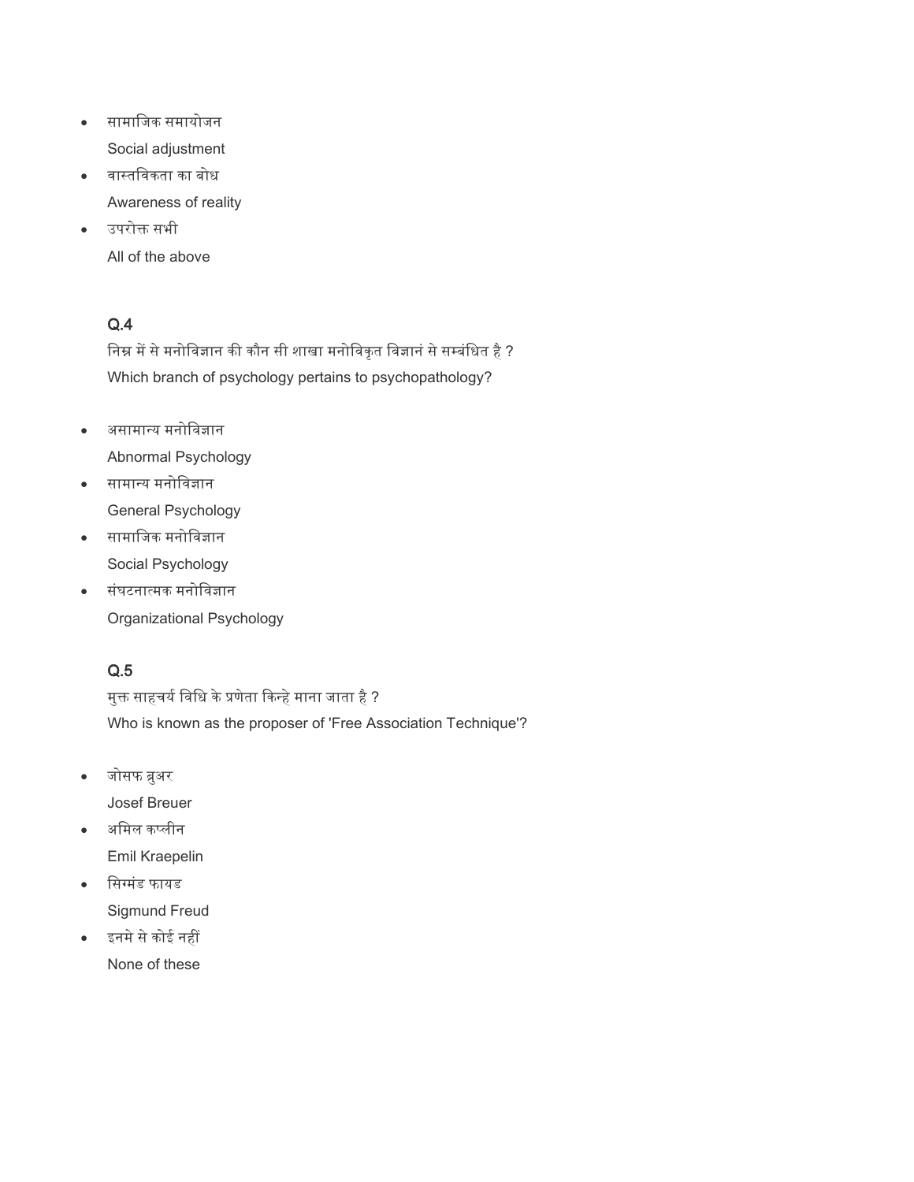- सामाजिक समायोजन
  Social adjustment
- वास्तविकता का बोध
  Awareness of reality
- उपरोक्त सभी
  All of the above

### Q.4

निम्न में से मनोविज्ञान की कौन सी शाखा मनोविकृत विज्ञानं से सम्बंधित है ?
Which branch of psychology pertains to psychopathology?

- असामान्य मनोविज्ञान
  Abnormal Psychology
- सामान्य मनोविज्ञान
  General Psychology
- सामाजिक मनोविज्ञान
  Social Psychology
- संघटनात्मक मनोविज्ञान
  Organizational Psychology

### Q.5

मुक्त साहचर्य विधि के प्रणेता किन्हे माना जाता है ?
Who is known as the proposer of 'Free Association Technique'?

- जोसफ ब्रुअर
  Josef Breuer
- अमिल क्प्लीन
  Emil Kraepelin
- सिग्मंड फायड
  Sigmund Freud
- इनमे से कोई नहीं
  None of these